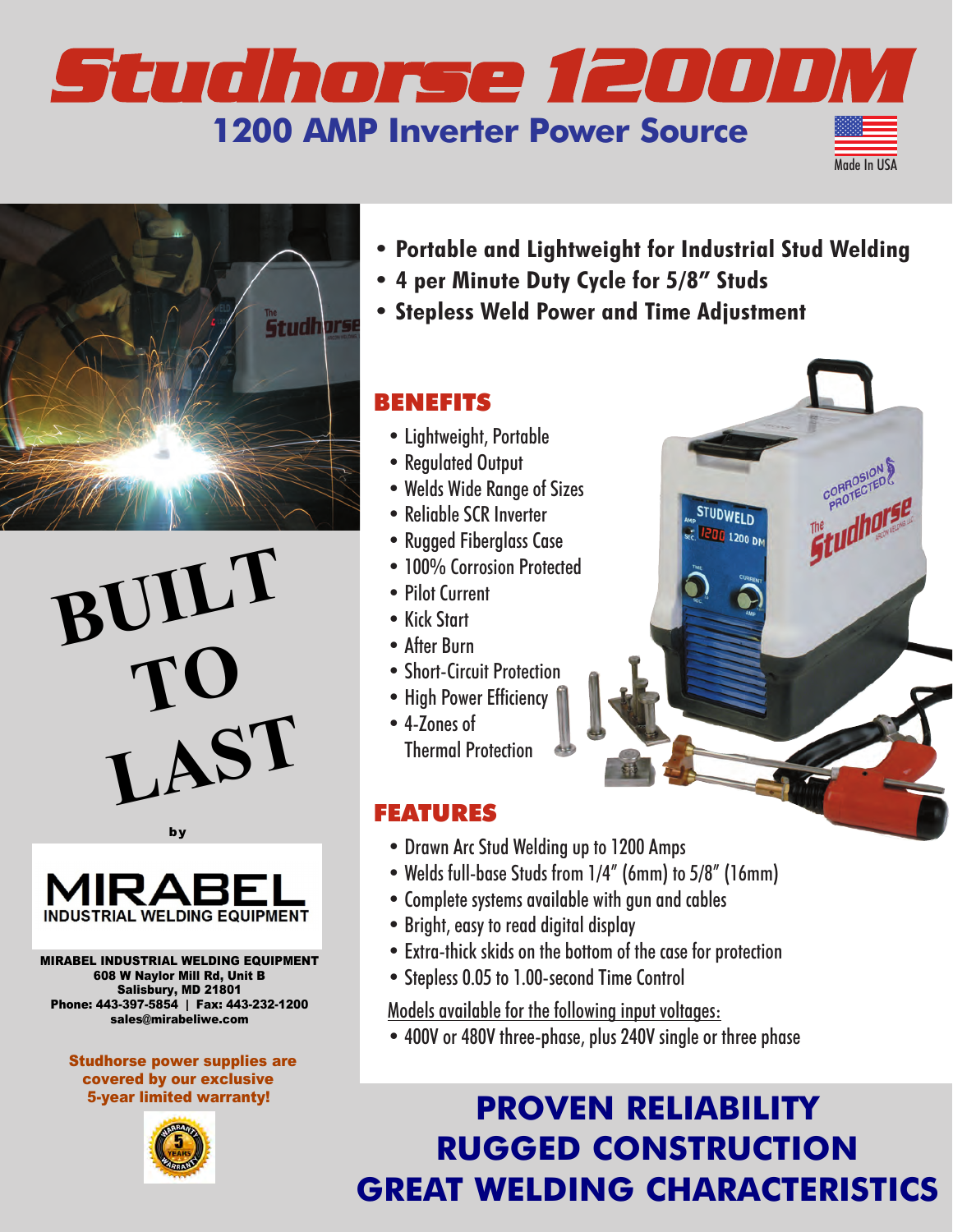# Studhorse 1200DM

## 1200 AMP Inverter Power Source

Made In USA

- **Portable and Lightweight for Industrial Stud Welding**
- **4 per Minute Duty Cycle for 5/8" Studs**
- **Stepless Weld Power and Time Adjustment**

## BENEFITS

- Lightweight, Portable
- Regulated Output
- Welds Wide Range of Sizes
- Reliable SCR Inverter
- Rugged Fiberglass Case
- 100% Corrosion Protected
- Pilot Current
- Kick Start
- After Burn
- Short-Circuit Protection
- High Power Efficiency
- 4-Zones of Thermal Protection

## FEATURES

- Drawn Arc Stud Welding up to 1200 Amps
- Welds full-base Studs from 1/4" (6mm) to 5/8" (16mm)
- Complete systems available with gun and cables
- Bright, easy to read digital display
- Extra-thick skids on the bottom of the case for protection
- Stepless 0.05 to 1.00-second Time Control

Models available for the following input voltages:

- 400V or 480V three-phase, plus 240V single or three phase

# BUILT TO LAST

by

**MIRABEL**
INDUSTRIAL WELDING EQUIPMENT

**MIRABEL INDUSTRIAL WELDING EQUIPMENT**
608 W Naylor Mill Rd, Unit B
Salisbury, MD 21801
Phone: 443-397-5854 | Fax: 443-232-1200
sales@mirabeliwe.com

**Studhorse power supplies are covered by our exclusive 5-year limited warranty!**

## PROVEN RELIABILITY
## RUGGED CONSTRUCTION
## GREAT WELDING CHARACTERISTICS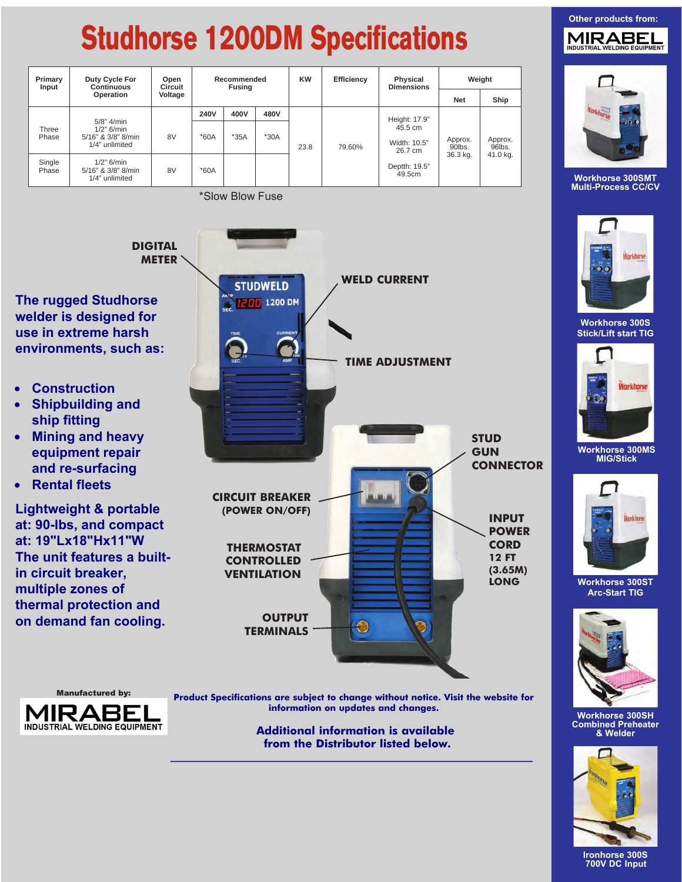# Studhorse 1200DM Specifications

| Primary Input | Duty Cycle For Continuous Operation | Open Circuit Voltage | Recommended Fusing | | | KW | Efficiency | Physical Dimensions | Weight | |
|---|---|---|---|---|---|---|---|---|---|---|
| | | | 240V | 400V | 480V | | | | Net | Ship |
| Three Phase | 5/8" 4/min<br>1/2" 6/min<br>5/16" & 3/8" 8/min<br>1/4" unlimited | 8V | *60A | *35A | *30A | 23.8 | 79.60% | Height: 17.9"<br>45.5 cm<br>Width: 10.5"<br>26.7 cm<br>Depth: 19.5"<br>49.5cm | Approx. 90lbs.<br>36.3 kg. | Approx. 96lbs.<br>41.0 kg. |
| Single Phase | 1/2" 6/min<br>5/16" & 3/8" 8/min<br>1/4" unlimited | 8V | *60A | | | | | | | |

*Slow Blow Fuse

DIGITAL METER

WELD CURRENT

TIME ADJUSTMENT

STUD GUN CONNECTOR

CIRCUIT BREAKER (POWER ON/OFF)

INPUT POWER CORD 12 FT (3.65M) LONG

THERMOSTAT CONTROLLED VENTILATION

OUTPUT TERMINALS

**The rugged Studhorse welder is designed for use in extreme harsh environments, such as:**

- **Construction**
- **Shipbuilding and ship fitting**
- **Mining and heavy equipment repair and re-surfacing**
- **Rental fleets**

**Lightweight & portable at: 90-lbs, and compact at: 19"Lx18"Hx11"W The unit features a built-in circuit breaker, multiple zones of thermal protection and on demand fan cooling.**

Manufactured by:

MIRABEL INDUSTRIAL WELDING EQUIPMENT

**Product Specifications are subject to change without notice. Visit the website for information on updates and changes.**

**Additional information is available from the Distributor listed below.**

Other products from:

MIRABEL INDUSTRIAL WELDING EQUIPMENT

**Workhorse 300SMT Multi-Process CC/CV**

**Workhorse 300S Stick/Lift start TIG**

**Workhorse 300MS MIG/Stick**

**Workhorse 300ST Arc-Start TIG**

**Workhorse 300SH Combined Preheater & Welder**

**Ironhorse 300S 700V DC Input**